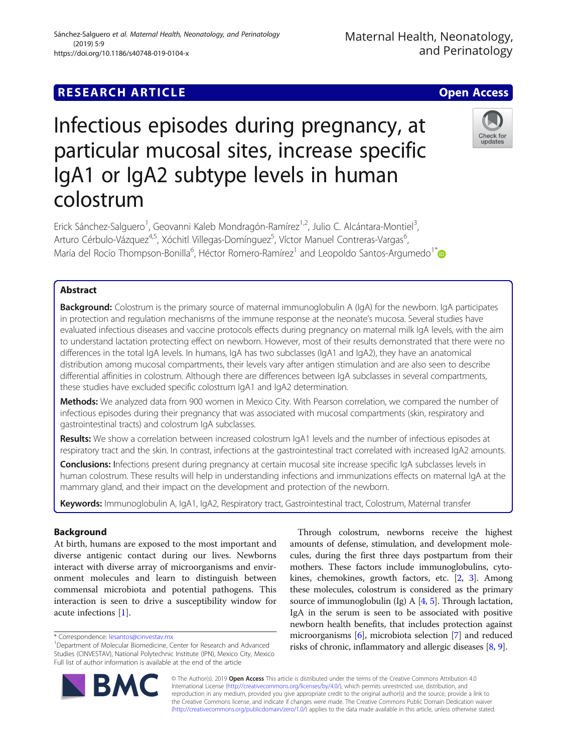RESEARCH ARTICLE

Open Access

# Infectious episodes during pregnancy, at particular mucosal sites, increase specific IgA1 or IgA2 subtype levels in human colostrum

Erick Sánchez-Salguero[1], Geovanni Kaleb Mondragón-Ramírez[1,2], Julio C. Alcántara-Montiel[3], Arturo Cérbulo-Vázquez[4,5], Xóchitl Villegas-Domínguez[5], Víctor Manuel Contreras-Vargas[6], María del Rocío Thompson-Bonilla[6], Héctor Romero-Ramírez[1] and Leopoldo Santos-Argumedo[1*]

## Abstract

**Background:** Colostrum is the primary source of maternal immunoglobulin A (IgA) for the newborn. IgA participates in protection and regulation mechanisms of the immune response at the neonate's mucosa. Several studies have evaluated infectious diseases and vaccine protocols effects during pregnancy on maternal milk IgA levels, with the aim to understand lactation protecting effect on newborn. However, most of their results demonstrated that there were no differences in the total IgA levels. In humans, IgA has two subclasses (IgA1 and IgA2), they have an anatomical distribution among mucosal compartments, their levels vary after antigen stimulation and are also seen to describe differential affinities in colostrum. Although there are differences between IgA subclasses in several compartments, these studies have excluded specific colostrum IgA1 and IgA2 determination.

**Methods:** We analyzed data from 900 women in Mexico City. With Pearson correlation, we compared the number of infectious episodes during their pregnancy that was associated with mucosal compartments (skin, respiratory and gastrointestinal tracts) and colostrum IgA subclasses.

**Results:** We show a correlation between increased colostrum IgA1 levels and the number of infectious episodes at respiratory tract and the skin. In contrast, infections at the gastrointestinal tract correlated with increased IgA2 amounts.

**Conclusions:** Infections present during pregnancy at certain mucosal site increase specific IgA subclasses levels in human colostrum. These results will help in understanding infections and immunizations effects on maternal IgA at the mammary gland, and their impact on the development and protection of the newborn.

**Keywords:** Immunoglobulin A, IgA1, IgA2, Respiratory tract, Gastrointestinal tract, Colostrum, Maternal transfer

## Background

At birth, humans are exposed to the most important and diverse antigenic contact during our lives. Newborns interact with diverse array of microorganisms and environment molecules and learn to distinguish between commensal microbiota and potential pathogens. This interaction is seen to drive a susceptibility window for acute infections [1].

Through colostrum, newborns receive the highest amounts of defense, stimulation, and development molecules, during the first three days postpartum from their mothers. These factors include immunoglobulins, cytokines, chemokines, growth factors, etc. [2, 3]. Among these molecules, colostrum is considered as the primary source of immunoglobulin (Ig) A [4, 5]. Through lactation, IgA in the serum is seen to be associated with positive newborn health benefits, that includes protection against microorganisms [6], microbiota selection [7] and reduced risks of chronic, inflammatory and allergic diseases [8, 9].

* Correspondence: lesantos@cinvestav.mx
[1]Department of Molecular Biomedicine, Center for Research and Advanced Studies (CINVESTAV), National Polytechnic Institute (IPN), Mexico City, Mexico
Full list of author information is available at the end of the article

© The Author(s). 2019 **Open Access** This article is distributed under the terms of the Creative Commons Attribution 4.0 International License (http://creativecommons.org/licenses/by/4.0/), which permits unrestricted use, distribution, and reproduction in any medium, provided you give appropriate credit to the original author(s) and the source, provide a link to the Creative Commons license, and indicate if changes were made. The Creative Commons Public Domain Dedication waiver (http://creativecommons.org/publicdomain/zero/1.0/) applies to the data made available in this article, unless otherwise stated.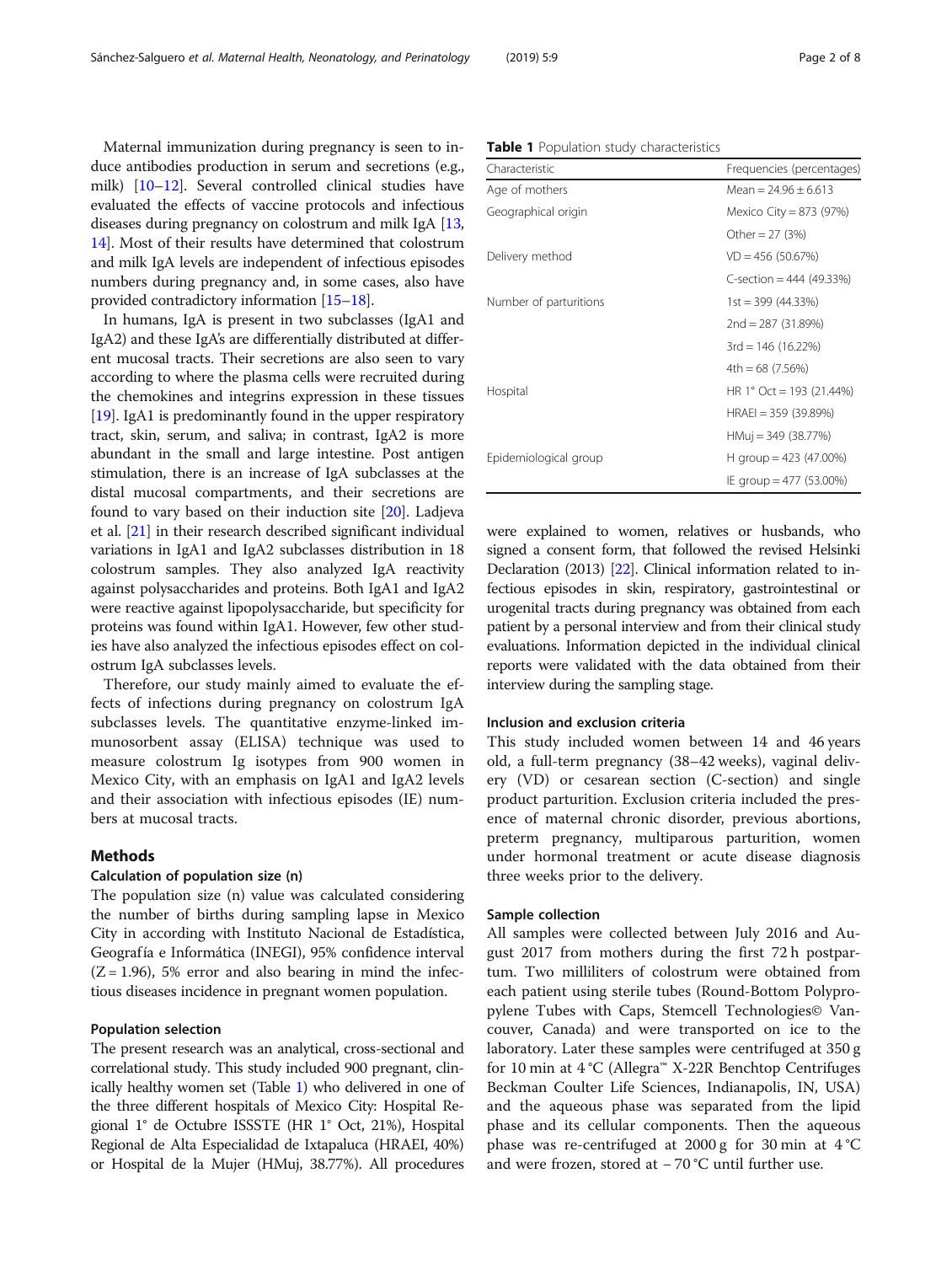Maternal immunization during pregnancy is seen to induce antibodies production in serum and secretions (e.g., milk) [10–12]. Several controlled clinical studies have evaluated the effects of vaccine protocols and infectious diseases during pregnancy on colostrum and milk IgA [13, 14]. Most of their results have determined that colostrum and milk IgA levels are independent of infectious episodes numbers during pregnancy and, in some cases, also have provided contradictory information [15–18].

In humans, IgA is present in two subclasses (IgA1 and IgA2) and these IgA's are differentially distributed at different mucosal tracts. Their secretions are also seen to vary according to where the plasma cells were recruited during the chemokines and integrins expression in these tissues [19]. IgA1 is predominantly found in the upper respiratory tract, skin, serum, and saliva; in contrast, IgA2 is more abundant in the small and large intestine. Post antigen stimulation, there is an increase of IgA subclasses at the distal mucosal compartments, and their secretions are found to vary based on their induction site [20]. Ladjeva et al. [21] in their research described significant individual variations in IgA1 and IgA2 subclasses distribution in 18 colostrum samples. They also analyzed IgA reactivity against polysaccharides and proteins. Both IgA1 and IgA2 were reactive against lipopolysaccharide, but specificity for proteins was found within IgA1. However, few other studies have also analyzed the infectious episodes effect on colostrum IgA subclasses levels.

Therefore, our study mainly aimed to evaluate the effects of infections during pregnancy on colostrum IgA subclasses levels. The quantitative enzyme-linked immunosorbent assay (ELISA) technique was used to measure colostrum Ig isotypes from 900 women in Mexico City, with an emphasis on IgA1 and IgA2 levels and their association with infectious episodes (IE) numbers at mucosal tracts.

## Methods

### Calculation of population size (n)

The population size (n) value was calculated considering the number of births during sampling lapse in Mexico City in according with Instituto Nacional de Estadística, Geografía e Informática (INEGI), 95% confidence interval (Z = 1.96), 5% error and also bearing in mind the infectious diseases incidence in pregnant women population.

### Population selection

The present research was an analytical, cross-sectional and correlational study. This study included 900 pregnant, clinically healthy women set (Table 1) who delivered in one of the three different hospitals of Mexico City: Hospital Regional 1° de Octubre ISSSTE (HR 1° Oct, 21%), Hospital Regional de Alta Especialidad de Ixtapaluca (HRAEI, 40%) or Hospital de la Mujer (HMuj, 38.77%). All procedures were explained to women, relatives or husbands, who signed a consent form, that followed the revised Helsinki Declaration (2013) [22]. Clinical information related to infectious episodes in skin, respiratory, gastrointestinal or urogenital tracts during pregnancy was obtained from each patient by a personal interview and from their clinical study evaluations. Information depicted in the individual clinical reports were validated with the data obtained from their interview during the sampling stage.

**Table 1** Population study characteristics

| Characteristic | Frequencies (percentages) |
|---|---|
| Age of mothers | Mean = 24.96 ± 6.613 |
| Geographical origin | Mexico City = 873 (97%) |
| | Other = 27 (3%) |
| Delivery method | VD = 456 (50.67%) |
| | C-section = 444 (49.33%) |
| Number of parturitions | 1st = 399 (44.33%) |
| | 2nd = 287 (31.89%) |
| | 3rd = 146 (16.22%) |
| | 4th = 68 (7.56%) |
| Hospital | HR 1° Oct = 193 (21.44%) |
| | HRAEI = 359 (39.89%) |
| | HMuj = 349 (38.77%) |
| Epidemiological group | H group = 423 (47.00%) |
| | IE group = 477 (53.00%) |

### Inclusion and exclusion criteria

This study included women between 14 and 46 years old, a full-term pregnancy (38–42 weeks), vaginal delivery (VD) or cesarean section (C-section) and single product parturition. Exclusion criteria included the presence of maternal chronic disorder, previous abortions, preterm pregnancy, multiparous parturition, women under hormonal treatment or acute disease diagnosis three weeks prior to the delivery.

### Sample collection

All samples were collected between July 2016 and August 2017 from mothers during the first 72 h postpartum. Two milliliters of colostrum were obtained from each patient using sterile tubes (Round-Bottom Polypropylene Tubes with Caps, Stemcell Technologies© Vancouver, Canada) and were transported on ice to the laboratory. Later these samples were centrifuged at 350 g for 10 min at 4 °C (Allegra™ X-22R Benchtop Centrifuges Beckman Coulter Life Sciences, Indianapolis, IN, USA) and the aqueous phase was separated from the lipid phase and its cellular components. Then the aqueous phase was re-centrifuged at 2000 g for 30 min at 4 °C and were frozen, stored at − 70 °C until further use.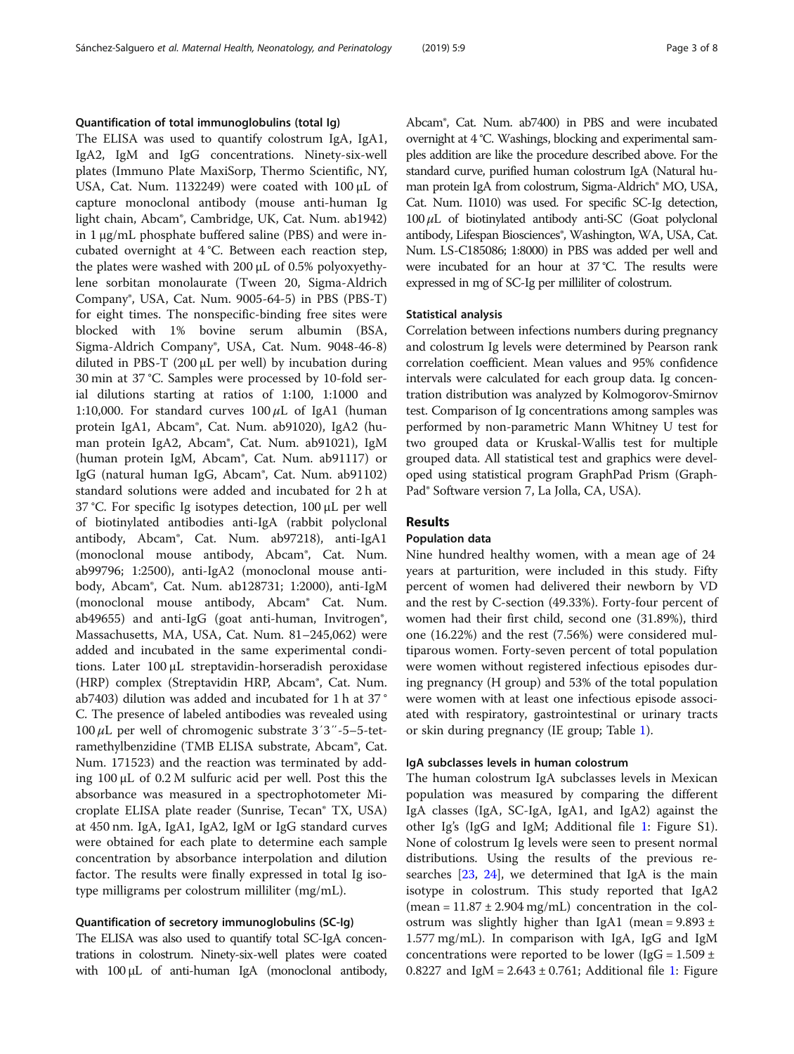### Quantification of total immunoglobulins (total Ig)

The ELISA was used to quantify colostrum IgA, IgA1, IgA2, IgM and IgG concentrations. Ninety-six-well plates (Immuno Plate MaxiSorp, Thermo Scientific, NY, USA, Cat. Num. 1132249) were coated with 100 µL of capture monoclonal antibody (mouse anti-human Ig light chain, Abcam®, Cambridge, UK, Cat. Num. ab1942) in 1 µg/mL phosphate buffered saline (PBS) and were incubated overnight at 4 °C. Between each reaction step, the plates were washed with 200 µL of 0.5% polyoxyethylene sorbitan monolaurate (Tween 20, Sigma-Aldrich Company®, USA, Cat. Num. 9005-64-5) in PBS (PBS-T) for eight times. The nonspecific-binding free sites were blocked with 1% bovine serum albumin (BSA, Sigma-Aldrich Company®, USA, Cat. Num. 9048-46-8) diluted in PBS-T (200 µL per well) by incubation during 30 min at 37 °C. Samples were processed by 10-fold serial dilutions starting at ratios of 1:100, 1:1000 and 1:10,000. For standard curves 100 µL of IgA1 (human protein IgA1, Abcam®, Cat. Num. ab91020), IgA2 (human protein IgA2, Abcam®, Cat. Num. ab91021), IgM (human protein IgM, Abcam®, Cat. Num. ab91117) or IgG (natural human IgG, Abcam®, Cat. Num. ab91102) standard solutions were added and incubated for 2 h at 37 °C. For specific Ig isotypes detection, 100 µL per well of biotinylated antibodies anti-IgA (rabbit polyclonal antibody, Abcam®, Cat. Num. ab97218), anti-IgA1 (monoclonal mouse antibody, Abcam®, Cat. Num. ab99796; 1:2500), anti-IgA2 (monoclonal mouse antibody, Abcam®, Cat. Num. ab128731; 1:2000), anti-IgM (monoclonal mouse antibody, Abcam® Cat. Num. ab49655) and anti-IgG (goat anti-human, Invitrogen®, Massachusetts, MA, USA, Cat. Num. 81–245,062) were added and incubated in the same experimental conditions. Later 100 µL streptavidin-horseradish peroxidase (HRP) complex (Streptavidin HRP, Abcam®, Cat. Num. ab7403) dilution was added and incubated for 1 h at 37 ° C. The presence of labeled antibodies was revealed using 100 µL per well of chromogenic substrate 3′3′′-5–5-tetramethylbenzidine (TMB ELISA substrate, Abcam®, Cat. Num. 171523) and the reaction was terminated by adding 100 µL of 0.2 M sulfuric acid per well. Post this the absorbance was measured in a spectrophotometer Microplate ELISA plate reader (Sunrise, Tecan® TX, USA) at 450 nm. IgA, IgA1, IgA2, IgM or IgG standard curves were obtained for each plate to determine each sample concentration by absorbance interpolation and dilution factor. The results were finally expressed in total Ig isotype milligrams per colostrum milliliter (mg/mL).

### Quantification of secretory immunoglobulins (SC-Ig)

The ELISA was also used to quantify total SC-IgA concentrations in colostrum. Ninety-six-well plates were coated with 100 µL of anti-human IgA (monoclonal antibody, Abcam®, Cat. Num. ab7400) in PBS and were incubated overnight at 4 °C. Washings, blocking and experimental samples addition are like the procedure described above. For the standard curve, purified human colostrum IgA (Natural human protein IgA from colostrum, Sigma-Aldrich® MO, USA, Cat. Num. I1010) was used. For specific SC-Ig detection, 100 µL of biotinylated antibody anti-SC (Goat polyclonal antibody, Lifespan Biosciences®, Washington, WA, USA, Cat. Num. LS-C185086; 1:8000) in PBS was added per well and were incubated for an hour at 37 °C. The results were expressed in mg of SC-Ig per milliliter of colostrum.

### Statistical analysis

Correlation between infections numbers during pregnancy and colostrum Ig levels were determined by Pearson rank correlation coefficient. Mean values and 95% confidence intervals were calculated for each group data. Ig concentration distribution was analyzed by Kolmogorov-Smirnov test. Comparison of Ig concentrations among samples was performed by non-parametric Mann Whitney U test for two grouped data or Kruskal-Wallis test for multiple grouped data. All statistical test and graphics were developed using statistical program GraphPad Prism (GraphPad® Software version 7, La Jolla, CA, USA).

## Results

### Population data

Nine hundred healthy women, with a mean age of 24 years at parturition, were included in this study. Fifty percent of women had delivered their newborn by VD and the rest by C-section (49.33%). Forty-four percent of women had their first child, second one (31.89%), third one (16.22%) and the rest (7.56%) were considered multiparous women. Forty-seven percent of total population were women without registered infectious episodes during pregnancy (H group) and 53% of the total population were women with at least one infectious episode associated with respiratory, gastrointestinal or urinary tracts or skin during pregnancy (IE group; Table 1).

### IgA subclasses levels in human colostrum

The human colostrum IgA subclasses levels in Mexican population was measured by comparing the different IgA classes (IgA, SC-IgA, IgA1, and IgA2) against the other Ig's (IgG and IgM; Additional file 1: Figure S1). None of colostrum Ig levels were seen to present normal distributions. Using the results of the previous researches [23, 24], we determined that IgA is the main isotype in colostrum. This study reported that IgA2 (mean = 11.87 ± 2.904 mg/mL) concentration in the colostrum was slightly higher than IgA1 (mean = 9.893 ± 1.577 mg/mL). In comparison with IgA, IgG and IgM concentrations were reported to be lower (IgG = 1.509 ± 0.8227 and IgM = 2.643 ± 0.761; Additional file 1: Figure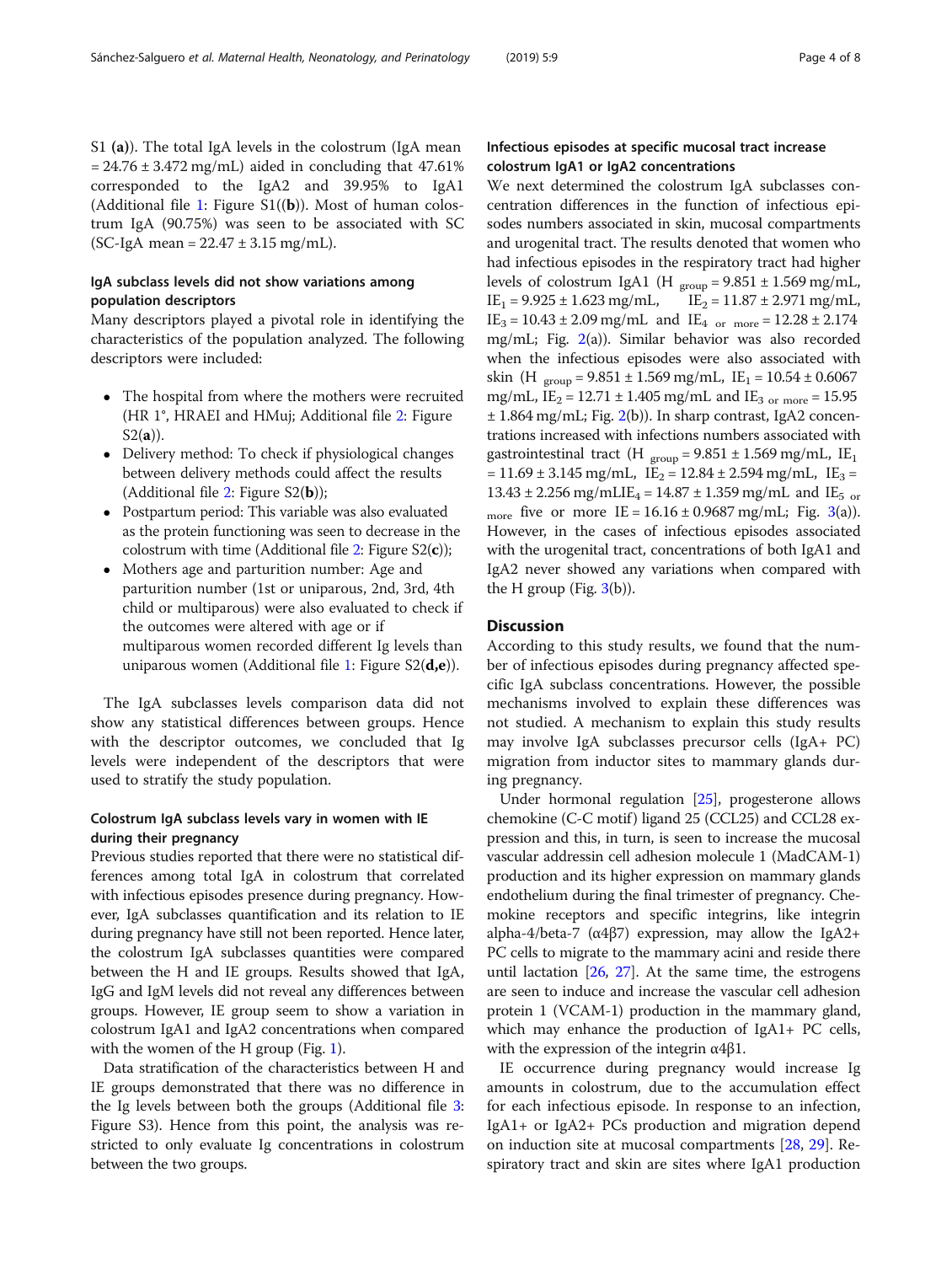S1 (**a**)). The total IgA levels in the colostrum (IgA mean = 24.76 ± 3.472 mg/mL) aided in concluding that 47.61% corresponded to the IgA2 and 39.95% to IgA1 (Additional file 1: Figure S1((**b**)). Most of human colostrum IgA (90.75%) was seen to be associated with SC (SC-IgA mean = 22.47 ± 3.15 mg/mL).

### IgA subclass levels did not show variations among population descriptors

Many descriptors played a pivotal role in identifying the characteristics of the population analyzed. The following descriptors were included:

- The hospital from where the mothers were recruited (HR 1°, HRAEI and HMuj; Additional file 2: Figure S2(**a**)).
- Delivery method: To check if physiological changes between delivery methods could affect the results (Additional file 2: Figure S2(**b**));
- Postpartum period: This variable was also evaluated as the protein functioning was seen to decrease in the colostrum with time (Additional file 2: Figure S2(**c**));
- Mothers age and parturition number: Age and parturition number (1st or uniparous, 2nd, 3rd, 4th child or multiparous) were also evaluated to check if the outcomes were altered with age or if multiparous women recorded different Ig levels than uniparous women (Additional file 1: Figure S2(**d,e**)).

The IgA subclasses levels comparison data did not show any statistical differences between groups. Hence with the descriptor outcomes, we concluded that Ig levels were independent of the descriptors that were used to stratify the study population.

### Colostrum IgA subclass levels vary in women with IE during their pregnancy

Previous studies reported that there were no statistical differences among total IgA in colostrum that correlated with infectious episodes presence during pregnancy. However, IgA subclasses quantification and its relation to IE during pregnancy have still not been reported. Hence later, the colostrum IgA subclasses quantities were compared between the H and IE groups. Results showed that IgA, IgG and IgM levels did not reveal any differences between groups. However, IE group seem to show a variation in colostrum IgA1 and IgA2 concentrations when compared with the women of the H group (Fig. 1).

Data stratification of the characteristics between H and IE groups demonstrated that there was no difference in the Ig levels between both the groups (Additional file 3: Figure S3). Hence from this point, the analysis was restricted to only evaluate Ig concentrations in colostrum between the two groups.

### Infectious episodes at specific mucosal tract increase colostrum IgA1 or IgA2 concentrations

We next determined the colostrum IgA subclasses concentration differences in the function of infectious episodes numbers associated in skin, mucosal compartments and urogenital tract. The results denoted that women who had infectious episodes in the respiratory tract had higher levels of colostrum IgA1 ($H_{group}$ = 9.851 ± 1.569 mg/mL, $IE_1$ = 9.925 ± 1.623 mg/mL, $IE_2$ = 11.87 ± 2.971 mg/mL, $IE_3$ = 10.43 ± 2.09 mg/mL and $IE_{4\ or\ more}$ = 12.28 ± 2.174 mg/mL; Fig. 2(a)). Similar behavior was also recorded when the infectious episodes were also associated with skin ($H_{group}$ = 9.851 ± 1.569 mg/mL, $IE_1$ = 10.54 ± 0.6067 mg/mL, $IE_2$ = 12.71 ± 1.405 mg/mL and $IE_{3\ or\ more}$ = 15.95 ± 1.864 mg/mL; Fig. 2(b)). In sharp contrast, IgA2 concentrations increased with infections numbers associated with gastrointestinal tract ($H_{group}$ = 9.851 ± 1.569 mg/mL, $IE_1$ = 11.69 ± 3.145 mg/mL, $IE_2$ = 12.84 ± 2.594 mg/mL, $IE_3$ = 13.43 ± 2.256 mg/mL$IE_4$ = 14.87 ± 1.359 mg/mL and $IE_{5\ or\ more}$ five or more IE = 16.16 ± 0.9687 mg/mL; Fig. 3(a)). However, in the cases of infectious episodes associated with the urogenital tract, concentrations of both IgA1 and IgA2 never showed any variations when compared with the H group (Fig. 3(b)).

## Discussion

According to this study results, we found that the number of infectious episodes during pregnancy affected specific IgA subclass concentrations. However, the possible mechanisms involved to explain these differences was not studied. A mechanism to explain this study results may involve IgA subclasses precursor cells (IgA+ PC) migration from inductor sites to mammary glands during pregnancy.

Under hormonal regulation [25], progesterone allows chemokine (C-C motif) ligand 25 (CCL25) and CCL28 expression and this, in turn, is seen to increase the mucosal vascular addressin cell adhesion molecule 1 (MadCAM-1) production and its higher expression on mammary glands endothelium during the final trimester of pregnancy. Chemokine receptors and specific integrins, like integrin alpha-4/beta-7 (α4β7) expression, may allow the IgA2+ PC cells to migrate to the mammary acini and reside there until lactation [26, 27]. At the same time, the estrogens are seen to induce and increase the vascular cell adhesion protein 1 (VCAM-1) production in the mammary gland, which may enhance the production of IgA1+ PC cells, with the expression of the integrin α4β1.

IE occurrence during pregnancy would increase Ig amounts in colostrum, due to the accumulation effect for each infectious episode. In response to an infection, IgA1+ or IgA2+ PCs production and migration depend on induction site at mucosal compartments [28, 29]. Respiratory tract and skin are sites where IgA1 production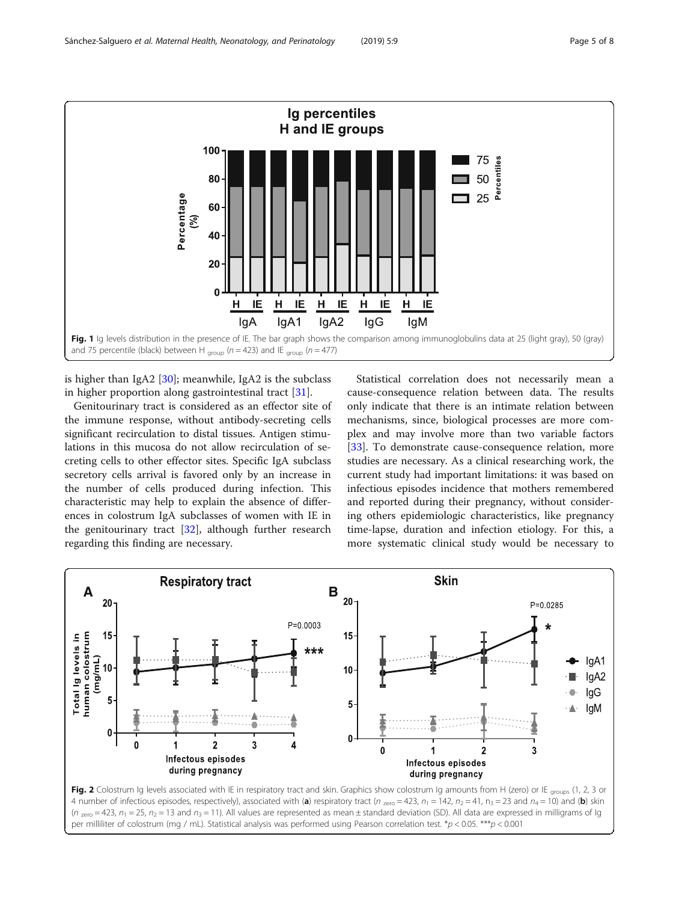Fig. 1 Ig levels distribution in the presence of IE. The bar graph shows the comparison among immunoglobulins data at 25 (light gray), 50 (gray) and 75 percentile (black) between H $_{group}$ ($n = 423$) and IE $_{group}$ ($n = 477$)

is higher than IgA2 [30]; meanwhile, IgA2 is the subclass in higher proportion along gastrointestinal tract [31].

Genitourinary tract is considered as an effector site of the immune response, without antibody-secreting cells significant recirculation to distal tissues. Antigen stimulations in this mucosa do not allow recirculation of secreting cells to other effector sites. Specific IgA subclass secretory cells arrival is favored only by an increase in the number of cells produced during infection. This characteristic may help to explain the absence of differences in colostrum IgA subclasses of women with IE in the genitourinary tract [32], although further research regarding this finding are necessary.

Statistical correlation does not necessarily mean a cause-consequence relation between data. The results only indicate that there is an intimate relation between mechanisms, since, biological processes are more complex and may involve more than two variable factors [33]. To demonstrate cause-consequence relation, more studies are necessary. As a clinical researching work, the current study had important limitations: it was based on infectious episodes incidence that mothers remembered and reported during their pregnancy, without considering others epidemiologic characteristics, like pregnancy time-lapse, duration and infection etiology. For this, a more systematic clinical study would be necessary to

Fig. 2 Colostrum Ig levels associated with IE in respiratory tract and skin. Graphics show colostrum Ig amounts from H (zero) or IE $_{groups}$ (1, 2, 3 or 4 number of infectious episodes, respectively), associated with (**a**) respiratory tract ($n_{zero} = 423$, $n_1 = 142$, $n_2 = 41$, $n_3 = 23$ and $n_4 = 10$) and (**b**) skin ($n_{zero} = 423$, $n_1 = 25$, $n_2 = 13$ and $n_3 = 11$). All values are represented as mean ± standard deviation (SD). All data are expressed in milligrams of Ig per milliliter of colostrum (mg / mL). Statistical analysis was performed using Pearson correlation test. *$p < 0.05$. ***$p < 0.001$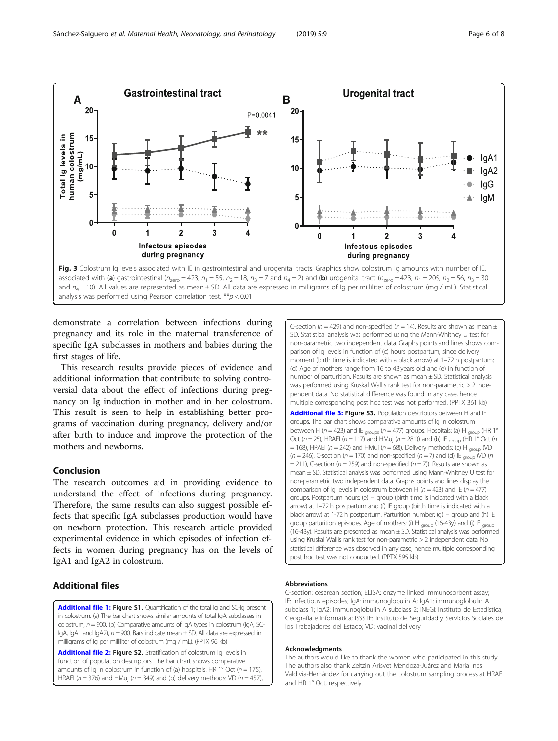Fig. 3 Colostrum Ig levels associated with IE in gastrointestinal and urogenital tracts. Graphics show colostrum Ig amounts with number of IE, associated with (**a**) gastrointestinal ($n_{zero} = 423$, $n_1 = 55$, $n_2 = 18$, $n_3 = 7$ and $n_4 = 2$) and (**b**) urogenital tract ($n_{zero} = 423$, $n_1 = 205$, $n_2 = 56$, $n_3 = 30$ and $n_4 = 10$). All values are represented as mean ± SD. All data are expressed in milligrams of Ig per milliliter of colostrum (mg / mL). Statistical analysis was performed using Pearson correlation test. **$p < 0.01$

demonstrate a correlation between infections during pregnancy and its role in the maternal transference of specific IgA subclasses in mothers and babies during the first stages of life.

This research results provide pieces of evidence and additional information that contribute to solving controversial data about the effect of infections during pregnancy on Ig induction in mother and in her colostrum. This result is seen to help in establishing better programs of vaccination during pregnancy, delivery and/or after birth to induce and improve the protection of the mothers and newborns.

## Conclusion

The research outcomes aid in providing evidence to understand the effect of infections during pregnancy. Therefore, the same results can also suggest possible effects that specific IgA subclasses production would have on newborn protection. This research article provided experimental evidence in which episodes of infection effects in women during pregnancy has on the levels of IgA1 and IgA2 in colostrum.

## Additional files

**Additional file 1:** Figure S1. Quantification of the total Ig and SC-Ig present in colostrum. (a) The bar chart shows similar amounts of total IgA subclasses in colostrum, $n = 900$. (b) Comparative amounts of IgA types in colostrum (IgA, SC-IgA, IgA1 and IgA2), $n = 900$. Bars indicate mean ± SD. All data are expressed in milligrams of Ig per milliliter of colostrum (mg / mL). (PPTX 96 kb)

**Additional file 2:** Figure S2. Stratification of colostrum Ig levels in function of population descriptors. The bar chart shows comparative amounts of Ig in colostrum in function of (a) hospitals: HR 1° Oct ($n = 175$), HRAEI ($n = 376$) and HMuj ($n = 349$) and (b) delivery methods: VD ($n = 457$), C-section ($n = 429$) and non-specified ($n = 14$). Results are shown as mean ± SD. Statistical analysis was performed using the Mann-Whitney U test for non-parametric two independent data. Graphs points and lines shows comparison of Ig levels in function of (c) hours postpartum, since delivery moment (birth time is indicated with a black arrow) at 1–72 h postpartum; (d) Age of mothers range from 16 to 43 years old and (e) in function of number of parturition. Results are shown as mean ± SD. Statistical analysis was performed using Kruskal Wallis rank test for non-parametric > 2 independent data. No statistical difference was found in any case, hence multiple corresponding post hoc test was not performed. (PPTX 361 kb)

**Additional file 3:** Figure S3. Population descriptors between H and IE groups. The bar chart shows comparative amounts of Ig in colostrum between H ($n = 423$) and IE $_{groups}$ ($n = 477$) groups. Hospitals: (a) H $_{group}$ (HR 1° Oct ($n = 25$), HRAEI ($n = 117$) and HMuj ($n = 281$)) and (b) IE $_{group}$ (HR 1° Oct ($n = 168$), HRAEI ($n = 242$) and HMuj ($n = 68$)). Delivery methods: (c) H $_{group}$ (VD ($n = 246$), C-section ($n = 170$) and non-specified ($n = 7$) and (d) IE $_{group}$ (VD ($n = 211$), C-section ($n = 259$) and non-specified ($n = 7$)). Results are shown as mean ± SD. Statistical analysis was performed using Mann-Whitney U test for non-parametric two independent data. Graphs points and lines display the comparison of Ig levels in colostrum between H ($n = 423$) and IE ($n = 477$) groups. Postpartum hours: (e) H group (birth time is indicated with a black arrow) at 1–72 h postpartum and (f) IE group (birth time is indicated with a black arrow) at 1-72 h postpartum. Parturition number: (g) H group and (h) IE group parturition episodes. Age of mothers: (i) H $_{group}$ (16-43y) and (j) IE $_{group}$ (16-43y). Results are presented as mean ± SD. Statistical analysis was performed using Kruskal Wallis rank test for non-parametric > 2 independent data. No statistical difference was observed in any case, hence multiple corresponding post hoc test was not conducted. (PPTX 595 kb)

### Abbreviations

C-section: cesarean section; ELISA: enzyme linked immunosorbent assay; IE: infectious episodes; IgA: immunoglobulin A; IgA1: immunoglobulin A subclass 1; IgA2: immunoglobulin A subclass 2; INEGI: Instituto de Estadística, Geografía e Informática; ISSSTE: Instituto de Seguridad y Servicios Sociales de los Trabajadores del Estado; VD: vaginal delivery

### Acknowledgments

The authors would like to thank the women who participated in this study. The authors also thank Zeltzin Arisvet Mendoza-Juárez and Maria Inés Valdivia-Hernández for carrying out the colostrum sampling process at HRAEI and HR 1° Oct, respectively.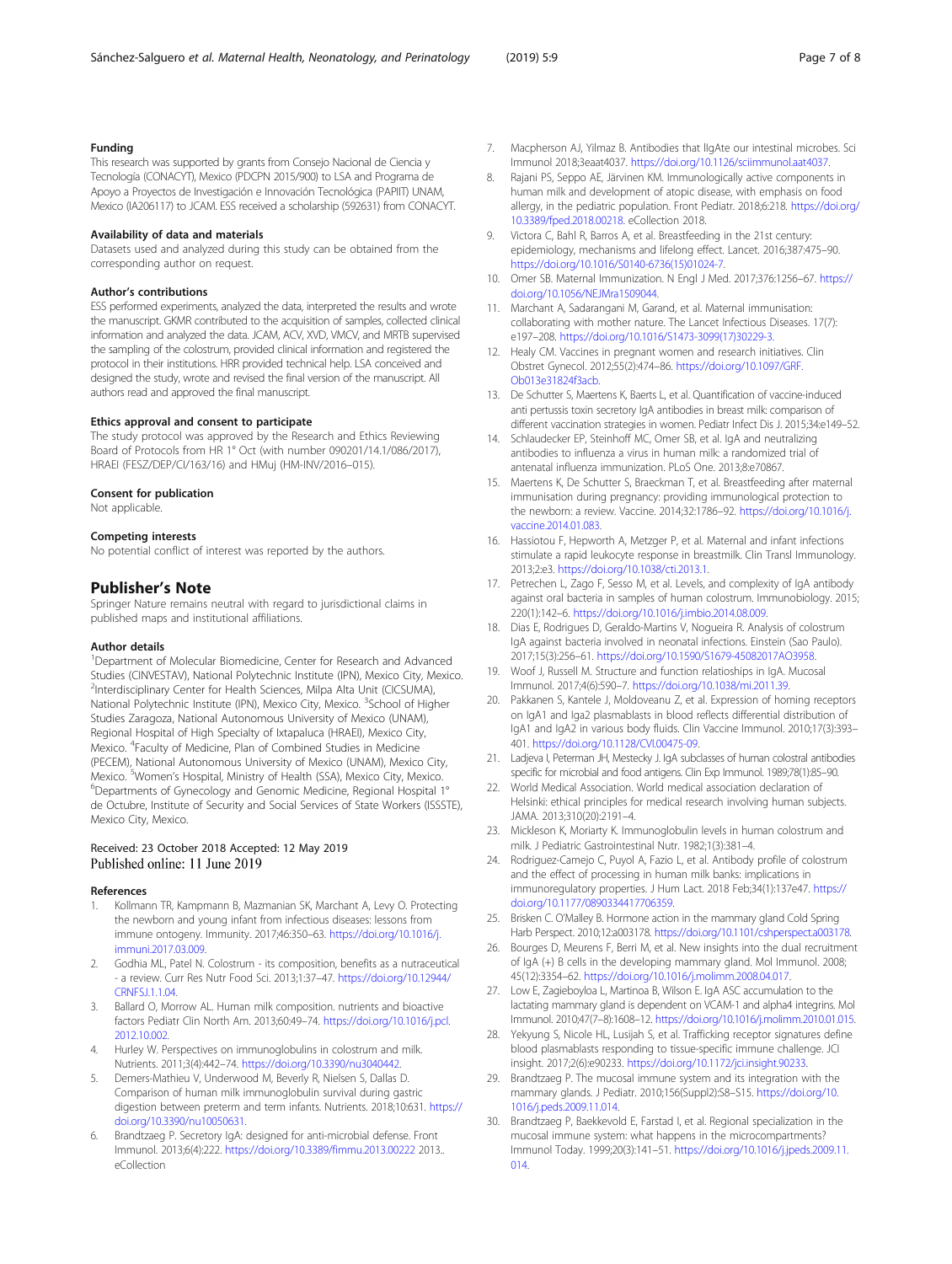### Funding

This research was supported by grants from Consejo Nacional de Ciencia y Tecnología (CONACYT), Mexico (PDCPN 2015/900) to LSA and Programa de Apoyo a Proyectos de Investigación e Innovación Tecnológica (PAPIIT) UNAM, Mexico (IA206117) to JCAM. ESS received a scholarship (592631) from CONACYT.

### Availability of data and materials

Datasets used and analyzed during this study can be obtained from the corresponding author on request.

### Author's contributions

ESS performed experiments, analyzed the data, interpreted the results and wrote the manuscript. GKMR contributed to the acquisition of samples, collected clinical information and analyzed the data. JCAM, ACV, XVD, VMCV, and MRTB supervised the sampling of the colostrum, provided clinical information and registered the protocol in their institutions. HRR provided technical help. LSA conceived and designed the study, wrote and revised the final version of the manuscript. All authors read and approved the final manuscript.

### Ethics approval and consent to participate

The study protocol was approved by the Research and Ethics Reviewing Board of Protocols from HR 1° Oct (with number 090201/14.1/086/2017), HRAEI (FESZ/DEP/CI/163/16) and HMuj (HM-INV/2016–015).

### Consent for publication

Not applicable.

### Competing interests

No potential conflict of interest was reported by the authors.

## Publisher's Note

Springer Nature remains neutral with regard to jurisdictional claims in published maps and institutional affiliations.

### Author details

[1]Department of Molecular Biomedicine, Center for Research and Advanced Studies (CINVESTAV), National Polytechnic Institute (IPN), Mexico City, Mexico. [2]Interdisciplinary Center for Health Sciences, Milpa Alta Unit (CICSUMA), National Polytechnic Institute (IPN), Mexico City, Mexico. [3]School of Higher Studies Zaragoza, National Autonomous University of Mexico (UNAM), Regional Hospital of High Specialty of Ixtapaluca (HRAEI), Mexico City, Mexico. [4]Faculty of Medicine, Plan of Combined Studies in Medicine (PECEM), National Autonomous University of Mexico (UNAM), Mexico City, Mexico. [5]Women's Hospital, Ministry of Health (SSA), Mexico City, Mexico. [6]Departments of Gynecology and Genomic Medicine, Regional Hospital 1° de Octubre, Institute of Security and Social Services of State Workers (ISSSTE), Mexico City, Mexico.

Received: 23 October 2018 Accepted: 12 May 2019
Published online: 11 June 2019

### References

1. Kollmann TR, Kampmann B, Mazmanian SK, Marchant A, Levy O. Protecting the newborn and young infant from infectious diseases: lessons from immune ontogeny. Immunity. 2017;46:350–63. https://doi.org/10.1016/j.immuni.2017.03.009.
2. Godhia ML, Patel N. Colostrum - its composition, benefits as a nutraceutical - a review. Curr Res Nutr Food Sci. 2013;1:37–47. https://doi.org/10.12944/CRNFSJ.1.1.04.
3. Ballard O, Morrow AL. Human milk composition. nutrients and bioactive factors Pediatr Clin North Am. 2013;60:49–74. https://doi.org/10.1016/j.pcl.2012.10.002.
4. Hurley W. Perspectives on immunoglobulins in colostrum and milk. Nutrients. 2011;3(4):442–74. https://doi.org/10.3390/nu3040442.
5. Demers-Mathieu V, Underwood M, Beverly R, Nielsen S, Dallas D. Comparison of human milk immunoglobulin survival during gastric digestion between preterm and term infants. Nutrients. 2018;10:631. https://doi.org/10.3390/nu10050631.
6. Brandtzaeg P. Secretory IgA: designed for anti-microbial defense. Front Immunol. 2013;6(4):222. https://doi.org/10.3389/fimmu.2013.00222 2013.. eCollection
7. Macpherson AJ, Yilmaz B. Antibodies that IIgAte our intestinal microbes. Sci Immunol 2018;3eaat4037. https://doi.org/10.1126/sciimmunol.aat4037.
8. Rajani PS, Seppo AE, Järvinen KM. Immunologically active components in human milk and development of atopic disease, with emphasis on food allergy, in the pediatric population. Front Pediatr. 2018;6:218. https://doi.org/10.3389/fped.2018.00218. eCollection 2018.
9. Victora C, Bahl R, Barros A, et al. Breastfeeding in the 21st century: epidemiology, mechanisms and lifelong effect. Lancet. 2016;387:475–90. https://doi.org/10.1016/S0140-6736(15)01024-7.
10. Omer SB. Maternal Immunization. N Engl J Med. 2017;376:1256–67. https://doi.org/10.1056/NEJMra1509044.
11. Marchant A, Sadarangani M, Garand, et al. Maternal immunisation: collaborating with mother nature. The Lancet Infectious Diseases. 17(7): e197–208. https://doi.org/10.1016/S1473-3099(17)30229-3.
12. Healy CM. Vaccines in pregnant women and research initiatives. Clin Obstret Gynecol. 2012;55(2):474–86. https://doi.org/10.1097/GRF.0b013e31824f3acb.
13. De Schutter S, Maertens K, Baerts L, et al. Quantification of vaccine-induced anti pertussis toxin secretory IgA antibodies in breast milk: comparison of different vaccination strategies in women. Pediatr Infect Dis J. 2015;34:e149–52.
14. Schlaudecker EP, Steinhoff MC, Omer SB, et al. IgA and neutralizing antibodies to influenza a virus in human milk: a randomized trial of antenatal influenza immunization. PLoS One. 2013;8:e70867.
15. Maertens K, De Schutter S, Braeckman T, et al. Breastfeeding after maternal immunisation during pregnancy: providing immunological protection to the newborn: a review. Vaccine. 2014;32:1786–92. https://doi.org/10.1016/j.vaccine.2014.01.083.
16. Hassiotou F, Hepworth A, Metzger P, et al. Maternal and infant infections stimulate a rapid leukocyte response in breastmilk. Clin Transl Immunology. 2013;2:e3. https://doi.org/10.1038/cti.2013.1.
17. Petrechen L, Zago F, Sesso M, et al. Levels, and complexity of IgA antibody against oral bacteria in samples of human colostrum. Immunobiology. 2015; 220(1):142–6. https://doi.org/10.1016/j.imbio.2014.08.009.
18. Dias E, Rodrigues D, Geraldo-Martins V, Nogueira R. Analysis of colostrum IgA against bacteria involved in neonatal infections. Einstein (Sao Paulo). 2017;15(3):256–61. https://doi.org/10.1590/S1679-45082017AO3958.
19. Woof J, Russell M. Structure and function relatioships in IgA. Mucosal Immunol. 2017;4(6):590–7. https://doi.org/10.1038/mi.2011.39.
20. Pakkanen S, Kantele J, Moldoveanu Z, et al. Expression of homing receptors on IgA1 and Iga2 plasmablasts in blood reflects differential distribution of IgA1 and IgA2 in various body fluids. Clin Vaccine Immunol. 2010;17(3):393–401. https://doi.org/10.1128/CVI.00475-09.
21. Ladjeva I, Peterman JH, Mestecky J. IgA subclasses of human colostral antibodies specific for microbial and food antigens. Clin Exp Immunol. 1989;78(1):85–90.
22. World Medical Association. World medical association declaration of Helsinki: ethical principles for medical research involving human subjects. JAMA. 2013;310(20):2191–4.
23. Mickleson K, Moriarty K. Immunoglobulin levels in human colostrum and milk. J Pediatric Gastrointestinal Nutr. 1982;1(3):381–4.
24. Rodriguez-Camejo C, Puyol A, Fazio L, et al. Antibody profile of colostrum and the effect of processing in human milk banks: implications in immunoregulatory properties. J Hum Lact. 2018 Feb;34(1):137e47. https://doi.org/10.1177/0890334417706359.
25. Brisken C. O'Malley B. Hormone action in the mammary gland Cold Spring Harb Perspect. 2010;12:a003178. https://doi.org/10.1101/cshperspect.a003178.
26. Bourges D, Meurens F, Berri M, et al. New insights into the dual recruitment of IgA (+) B cells in the developing mammary gland. Mol Immunol. 2008; 45(12):3354–62. https://doi.org/10.1016/j.molimm.2008.04.017.
27. Low E, Zagieboyloa L, Martinoa B, Wilson E. IgA ASC accumulation to the lactating mammary gland is dependent on VCAM-1 and alpha4 integrins. Mol Immunol. 2010;47(7–8):1608–12. https://doi.org/10.1016/j.molimm.2010.01.015.
28. Yekyung S, Nicole HL, Lusijah S, et al. Trafficking receptor signatures define blood plasmablasts responding to tissue-specific immune challenge. JCI insight. 2017;2(6):e90233. https://doi.org/10.1172/jci.insight.90233.
29. Brandtzaeg P. The mucosal immune system and its integration with the mammary glands. J Pediatr. 2010;156(Suppl2):S8–S15. https://doi.org/10.1016/j.jpeds.2009.11.014.
30. Brandtzaeg P, Baekkevold E, Farstad I, et al. Regional specialization in the mucosal immune system: what happens in the microcompartments? Immunol Today. 1999;20(3):141–51. https://doi.org/10.1016/j.jpeds.2009.11.014.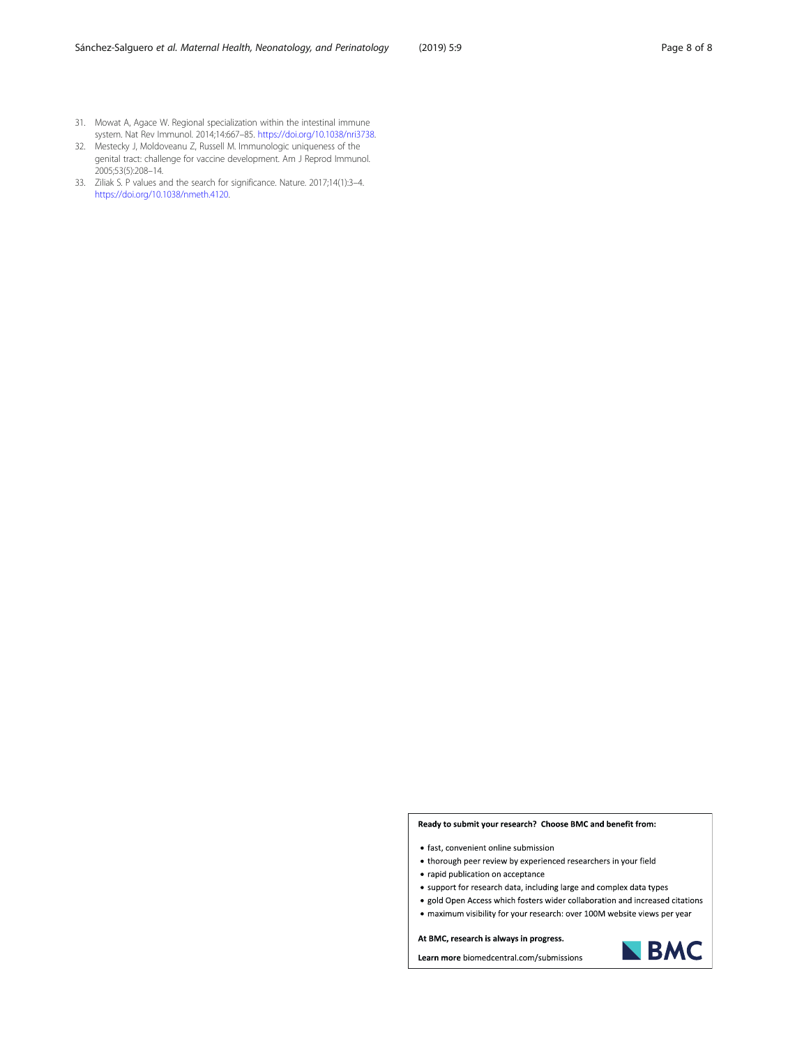31. Mowat A, Agace W. Regional specialization within the intestinal immune system. Nat Rev Immunol. 2014;14:667–85. https://doi.org/10.1038/nri3738.
32. Mestecky J, Moldoveanu Z, Russell M. Immunologic uniqueness of the genital tract: challenge for vaccine development. Am J Reprod Immunol. 2005;53(5):208–14.
33. Ziliak S. P values and the search for significance. Nature. 2017;14(1):3–4. https://doi.org/10.1038/nmeth.4120.

**Ready to submit your research? Choose BMC and benefit from:**

- fast, convenient online submission
- thorough peer review by experienced researchers in your field
- rapid publication on acceptance
- support for research data, including large and complex data types
- gold Open Access which fosters wider collaboration and increased citations
- maximum visibility for your research: over 100M website views per year

**At BMC, research is always in progress.**

**Learn more** biomedcentral.com/submissions

BMC